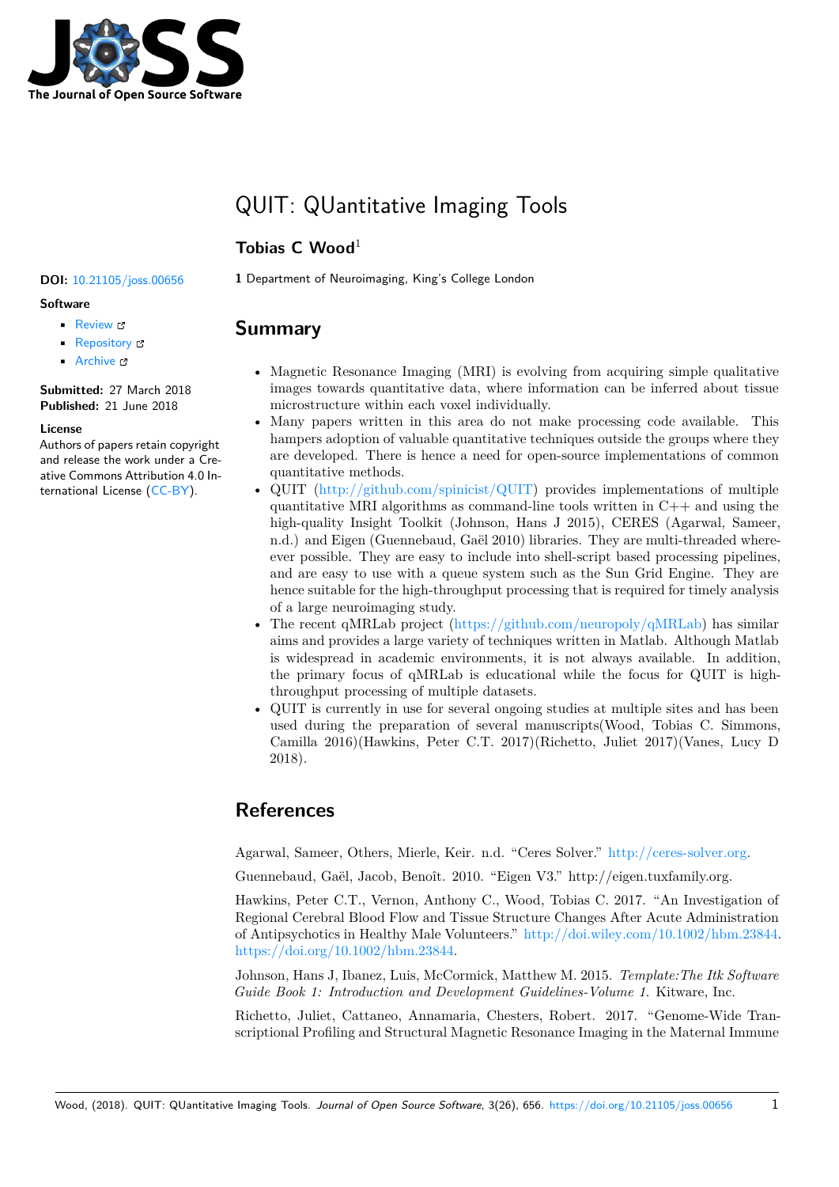# QUIT: QUantitative Imaging Tools

**Tobias C Wood**[1]

**1** Department of Neuroimaging, King's College London

**DOI:** 10.21105/joss.00656

**Software**

- Review
- Repository
- Archive

**Submitted:** 27 March 2018
**Published:** 21 June 2018

**License**
Authors of papers retain copyright and release the work under a Creative Commons Attribution 4.0 International License (CC-BY).

## Summary

- Magnetic Resonance Imaging (MRI) is evolving from acquiring simple qualitative images towards quantitative data, where information can be inferred about tissue microstructure within each voxel individually.
- Many papers written in this area do not make processing code available. This hampers adoption of valuable quantitative techniques outside the groups where they are developed. There is hence a need for open-source implementations of common quantitative methods.
- QUIT (http://github.com/spinicist/QUIT) provides implementations of multiple quantitative MRI algorithms as command-line tools written in C++ and using the high-quality Insight Toolkit (Johnson, Hans J 2015), CERES (Agarwal, Sameer, n.d.) and Eigen (Guennebaud, Gaël 2010) libraries. They are multi-threaded where-ever possible. They are easy to include into shell-script based processing pipelines, and are easy to use with a queue system such as the Sun Grid Engine. They are hence suitable for the high-throughput processing that is required for timely analysis of a large neuroimaging study.
- The recent qMRLab project (https://github.com/neuropoly/qMRLab) has similar aims and provides a large variety of techniques written in Matlab. Although Matlab is widespread in academic environments, it is not always available. In addition, the primary focus of qMRLab is educational while the focus for QUIT is high-throughput processing of multiple datasets.
- QUIT is currently in use for several ongoing studies at multiple sites and has been used during the preparation of several manuscripts(Wood, Tobias C. Simmons, Camilla 2016)(Hawkins, Peter C.T. 2017)(Richetto, Juliet 2017)(Vanes, Lucy D 2018).

## References

Agarwal, Sameer, Others, Mierle, Keir. n.d. "Ceres Solver." http://ceres-solver.org.

Guennebaud, Gaël, Jacob, Benoît. 2010. "Eigen V3." http://eigen.tuxfamily.org.

Hawkins, Peter C.T., Vernon, Anthony C., Wood, Tobias C. 2017. "An Investigation of Regional Cerebral Blood Flow and Tissue Structure Changes After Acute Administration of Antipsychotics in Healthy Male Volunteers." http://doi.wiley.com/10.1002/hbm.23844. https://doi.org/10.1002/hbm.23844.

Johnson, Hans J, Ibanez, Luis, McCormick, Matthew M. 2015. *Template:The Itk Software Guide Book 1: Introduction and Development Guidelines-Volume 1*. Kitware, Inc.

Richetto, Juliet, Cattaneo, Annamaria, Chesters, Robert. 2017. "Genome-Wide Transcriptional Profiling and Structural Magnetic Resonance Imaging in the Maternal Immune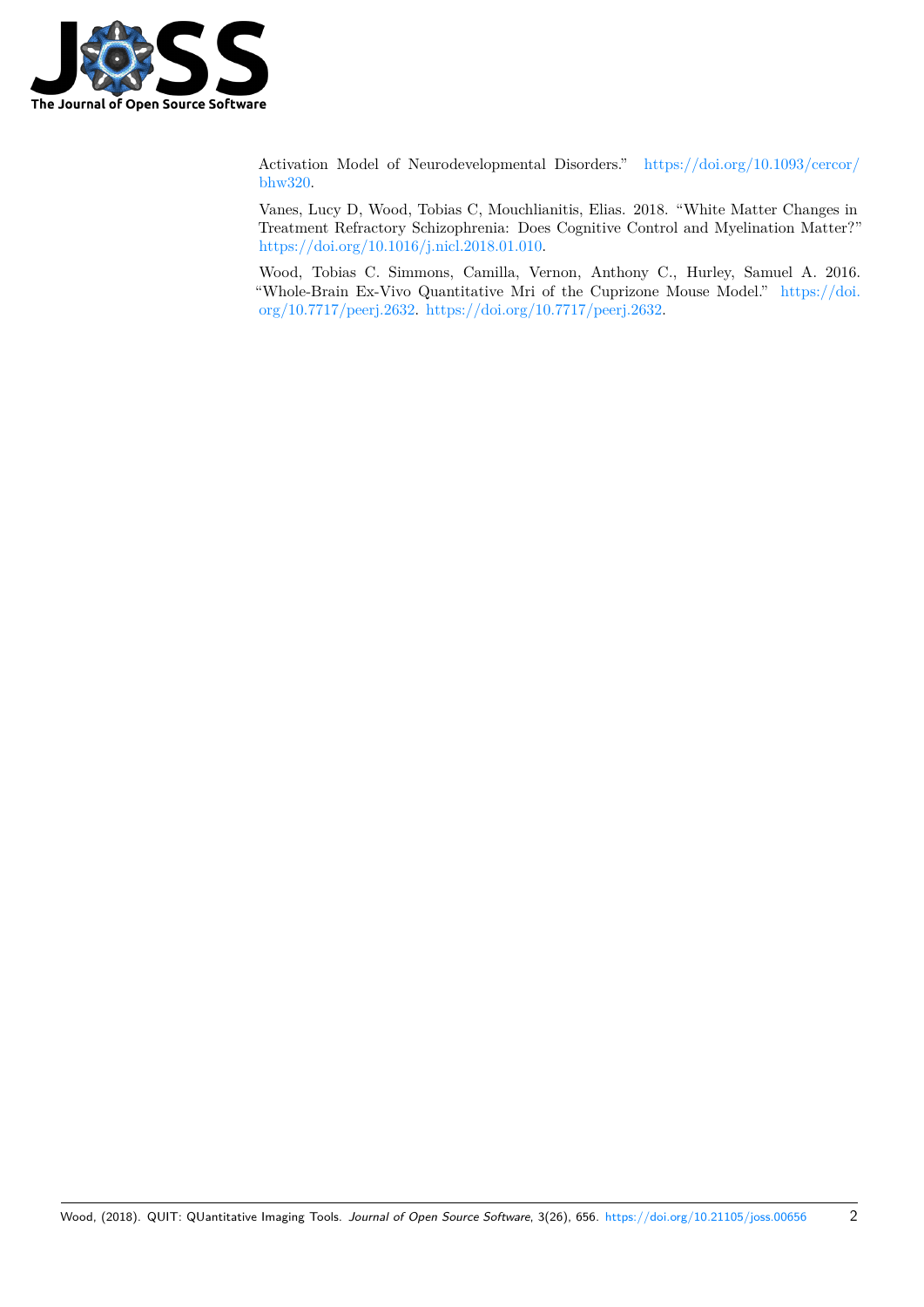Activation Model of Neurodevelopmental Disorders.” https://doi.org/10.1093/cercor/bhw320.

Vanes, Lucy D, Wood, Tobias C, Mouchlianitis, Elias. 2018. “White Matter Changes in Treatment Refractory Schizophrenia: Does Cognitive Control and Myelination Matter?” https://doi.org/10.1016/j.nicl.2018.01.010.

Wood, Tobias C. Simmons, Camilla, Vernon, Anthony C., Hurley, Samuel A. 2016. “Whole-Brain Ex-Vivo Quantitative Mri of the Cuprizone Mouse Model.” https://doi.org/10.7717/peerj.2632. https://doi.org/10.7717/peerj.2632.